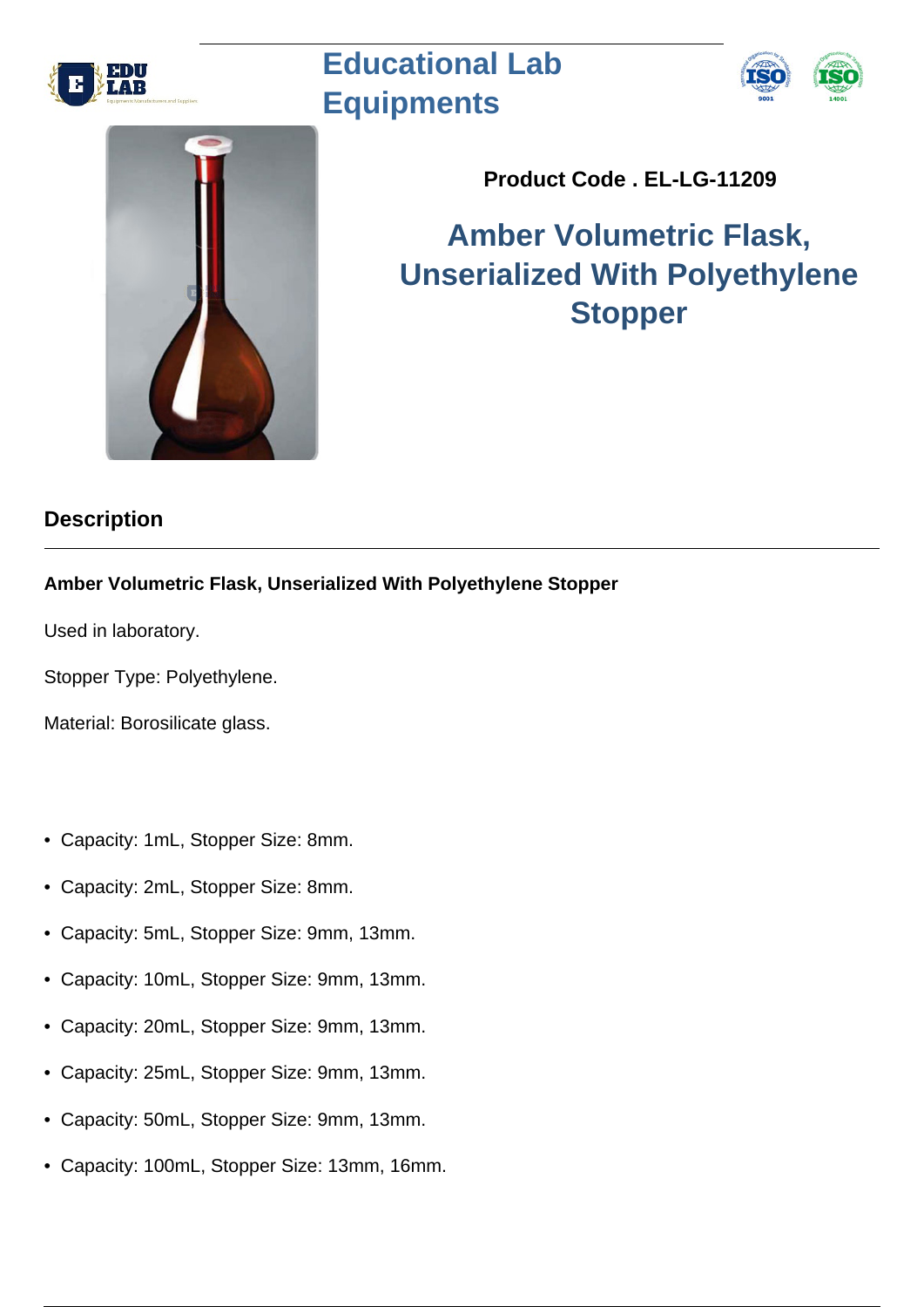# Educational Lab Equipments

**Product Code . EL-LG-11209**

## Amber Volumetric Flask, Unserialized With Polyethylene Stopper

## Description

**Amber Volumetric Flask, Unserialized With Polyethylene Stopper**

Used in laboratory.

Stopper Type: Polyethylene.

Material: Borosilicate glass.

- Capacity: 1mL, Stopper Size: 8mm.
- Capacity: 2mL, Stopper Size: 8mm.
- Capacity: 5mL, Stopper Size: 9mm, 13mm.
- Capacity: 10mL, Stopper Size: 9mm, 13mm.
- Capacity: 20mL, Stopper Size: 9mm, 13mm.
- Capacity: 25mL, Stopper Size: 9mm, 13mm.
- Capacity: 50mL, Stopper Size: 9mm, 13mm.
- Capacity: 100mL, Stopper Size: 13mm, 16mm.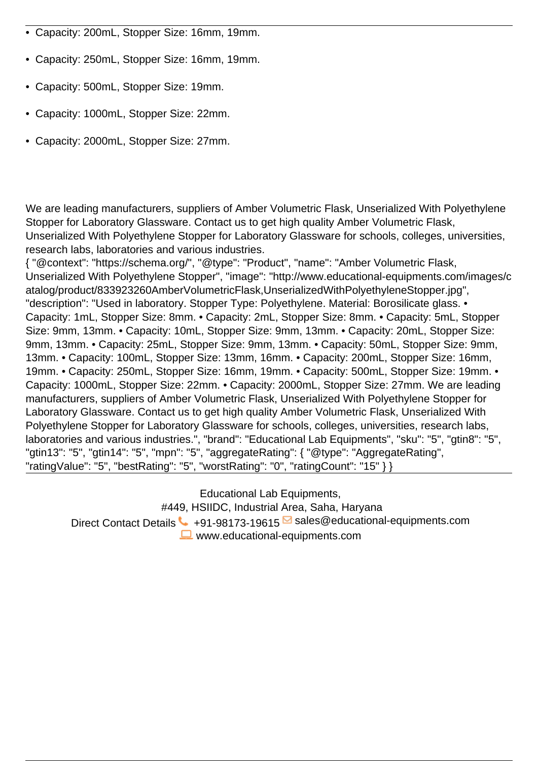- Capacity: 200mL, Stopper Size: 16mm, 19mm.
- Capacity: 250mL, Stopper Size: 16mm, 19mm.
- Capacity: 500mL, Stopper Size: 19mm.
- Capacity: 1000mL, Stopper Size: 22mm.
- Capacity: 2000mL, Stopper Size: 27mm.

We are leading manufacturers, suppliers of Amber Volumetric Flask, Unserialized With Polyethylene Stopper for Laboratory Glassware. Contact us to get high quality Amber Volumetric Flask, Unserialized With Polyethylene Stopper for Laboratory Glassware for schools, colleges, universities, research labs, laboratories and various industries.

{ "@context": "https://schema.org/", "@type": "Product", "name": "Amber Volumetric Flask, Unserialized With Polyethylene Stopper", "image": "http://www.educational-equipments.com/images/catalog/product/833923260AmberVolumetricFlask,UnserializedWithPolyethyleneStopper.jpg", "description": "Used in laboratory. Stopper Type: Polyethylene. Material: Borosilicate glass. • Capacity: 1mL, Stopper Size: 8mm. • Capacity: 2mL, Stopper Size: 8mm. • Capacity: 5mL, Stopper Size: 9mm, 13mm. • Capacity: 10mL, Stopper Size: 9mm, 13mm. • Capacity: 20mL, Stopper Size: 9mm, 13mm. • Capacity: 25mL, Stopper Size: 9mm, 13mm. • Capacity: 50mL, Stopper Size: 9mm, 13mm. • Capacity: 100mL, Stopper Size: 13mm, 16mm. • Capacity: 200mL, Stopper Size: 16mm, 19mm. • Capacity: 250mL, Stopper Size: 16mm, 19mm. • Capacity: 500mL, Stopper Size: 19mm. • Capacity: 1000mL, Stopper Size: 22mm. • Capacity: 2000mL, Stopper Size: 27mm. We are leading manufacturers, suppliers of Amber Volumetric Flask, Unserialized With Polyethylene Stopper for Laboratory Glassware. Contact us to get high quality Amber Volumetric Flask, Unserialized With Polyethylene Stopper for Laboratory Glassware for schools, colleges, universities, research labs, laboratories and various industries.", "brand": "Educational Lab Equipments", "sku": "5", "gtin8": "5", "gtin13": "5", "gtin14": "5", "mpn": "5", "aggregateRating": { "@type": "AggregateRating", "ratingValue": "5", "bestRating": "5", "worstRating": "0", "ratingCount": "15" } }

Educational Lab Equipments,
#449, HSIIDC, Industrial Area, Saha, Haryana
Direct Contact Details +91-98173-19615 sales@educational-equipments.com
www.educational-equipments.com